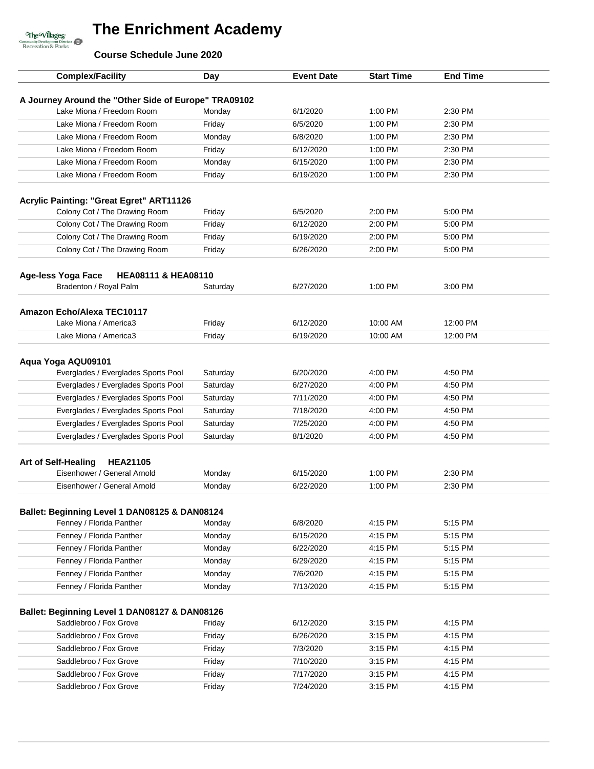# The Enrichment Academy

### Course Schedule June 2020

| Complex/Facility | Day | Event Date | Start Time | End Time |
|---|---|---|---|---|
| **A Journey Around the "Other Side of Europe" TRA09102** | | | | |
| Lake Miona / Freedom Room | Monday | 6/1/2020 | 1:00 PM | 2:30 PM |
| Lake Miona / Freedom Room | Friday | 6/5/2020 | 1:00 PM | 2:30 PM |
| Lake Miona / Freedom Room | Monday | 6/8/2020 | 1:00 PM | 2:30 PM |
| Lake Miona / Freedom Room | Friday | 6/12/2020 | 1:00 PM | 2:30 PM |
| Lake Miona / Freedom Room | Monday | 6/15/2020 | 1:00 PM | 2:30 PM |
| Lake Miona / Freedom Room | Friday | 6/19/2020 | 1:00 PM | 2:30 PM |
| **Acrylic Painting: "Great Egret" ART11126** | | | | |
| Colony Cot / The Drawing Room | Friday | 6/5/2020 | 2:00 PM | 5:00 PM |
| Colony Cot / The Drawing Room | Friday | 6/12/2020 | 2:00 PM | 5:00 PM |
| Colony Cot / The Drawing Room | Friday | 6/19/2020 | 2:00 PM | 5:00 PM |
| Colony Cot / The Drawing Room | Friday | 6/26/2020 | 2:00 PM | 5:00 PM |
| **Age-less Yoga Face HEA08111 & HEA08110** | | | | |
| Bradenton / Royal Palm | Saturday | 6/27/2020 | 1:00 PM | 3:00 PM |
| **Amazon Echo/Alexa TEC10117** | | | | |
| Lake Miona / America3 | Friday | 6/12/2020 | 10:00 AM | 12:00 PM |
| Lake Miona / America3 | Friday | 6/19/2020 | 10:00 AM | 12:00 PM |
| **Aqua Yoga AQU09101** | | | | |
| Everglades / Everglades Sports Pool | Saturday | 6/20/2020 | 4:00 PM | 4:50 PM |
| Everglades / Everglades Sports Pool | Saturday | 6/27/2020 | 4:00 PM | 4:50 PM |
| Everglades / Everglades Sports Pool | Saturday | 7/11/2020 | 4:00 PM | 4:50 PM |
| Everglades / Everglades Sports Pool | Saturday | 7/18/2020 | 4:00 PM | 4:50 PM |
| Everglades / Everglades Sports Pool | Saturday | 7/25/2020 | 4:00 PM | 4:50 PM |
| Everglades / Everglades Sports Pool | Saturday | 8/1/2020 | 4:00 PM | 4:50 PM |
| **Art of Self-Healing HEA21105** | | | | |
| Eisenhower / General Arnold | Monday | 6/15/2020 | 1:00 PM | 2:30 PM |
| Eisenhower / General Arnold | Monday | 6/22/2020 | 1:00 PM | 2:30 PM |
| **Ballet: Beginning Level 1 DAN08125 & DAN08124** | | | | |
| Fenney / Florida Panther | Monday | 6/8/2020 | 4:15 PM | 5:15 PM |
| Fenney / Florida Panther | Monday | 6/15/2020 | 4:15 PM | 5:15 PM |
| Fenney / Florida Panther | Monday | 6/22/2020 | 4:15 PM | 5:15 PM |
| Fenney / Florida Panther | Monday | 6/29/2020 | 4:15 PM | 5:15 PM |
| Fenney / Florida Panther | Monday | 7/6/2020 | 4:15 PM | 5:15 PM |
| Fenney / Florida Panther | Monday | 7/13/2020 | 4:15 PM | 5:15 PM |
| **Ballet: Beginning Level 1 DAN08127 & DAN08126** | | | | |
| Saddlebroo / Fox Grove | Friday | 6/12/2020 | 3:15 PM | 4:15 PM |
| Saddlebroo / Fox Grove | Friday | 6/26/2020 | 3:15 PM | 4:15 PM |
| Saddlebroo / Fox Grove | Friday | 7/3/2020 | 3:15 PM | 4:15 PM |
| Saddlebroo / Fox Grove | Friday | 7/10/2020 | 3:15 PM | 4:15 PM |
| Saddlebroo / Fox Grove | Friday | 7/17/2020 | 3:15 PM | 4:15 PM |
| Saddlebroo / Fox Grove | Friday | 7/24/2020 | 3:15 PM | 4:15 PM |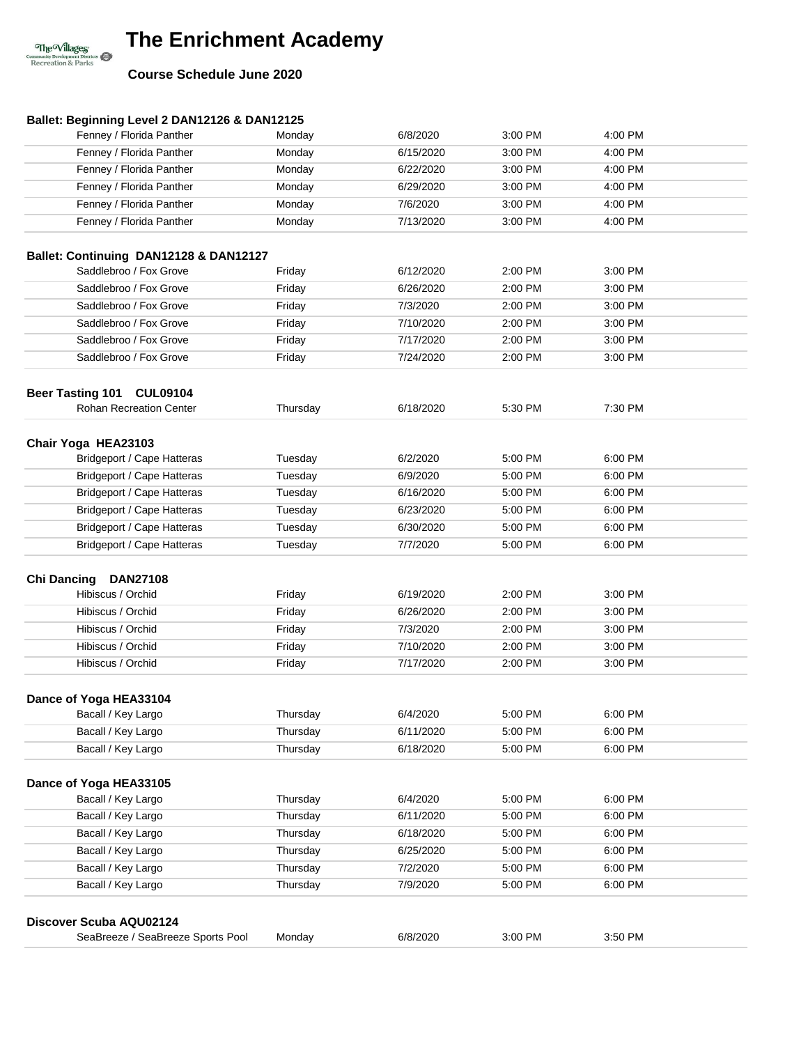# The Enrichment Academy

**Course Schedule June 2020**

**Ballet: Beginning Level 2 DAN12126 & DAN12125**

| Location | Day | Date | Start | End |
|---|---|---|---|---|
| Fenney / Florida Panther | Monday | 6/8/2020 | 3:00 PM | 4:00 PM |
| Fenney / Florida Panther | Monday | 6/15/2020 | 3:00 PM | 4:00 PM |
| Fenney / Florida Panther | Monday | 6/22/2020 | 3:00 PM | 4:00 PM |
| Fenney / Florida Panther | Monday | 6/29/2020 | 3:00 PM | 4:00 PM |
| Fenney / Florida Panther | Monday | 7/6/2020 | 3:00 PM | 4:00 PM |
| Fenney / Florida Panther | Monday | 7/13/2020 | 3:00 PM | 4:00 PM |

**Ballet: Continuing DAN12128 & DAN12127**

| Location | Day | Date | Start | End |
|---|---|---|---|---|
| Saddlebroo / Fox Grove | Friday | 6/12/2020 | 2:00 PM | 3:00 PM |
| Saddlebroo / Fox Grove | Friday | 6/26/2020 | 2:00 PM | 3:00 PM |
| Saddlebroo / Fox Grove | Friday | 7/3/2020 | 2:00 PM | 3:00 PM |
| Saddlebroo / Fox Grove | Friday | 7/10/2020 | 2:00 PM | 3:00 PM |
| Saddlebroo / Fox Grove | Friday | 7/17/2020 | 2:00 PM | 3:00 PM |
| Saddlebroo / Fox Grove | Friday | 7/24/2020 | 2:00 PM | 3:00 PM |

**Beer Tasting 101 CUL09104**

| Location | Day | Date | Start | End |
|---|---|---|---|---|
| Rohan Recreation Center | Thursday | 6/18/2020 | 5:30 PM | 7:30 PM |

**Chair Yoga HEA23103**

| Location | Day | Date | Start | End |
|---|---|---|---|---|
| Bridgeport / Cape Hatteras | Tuesday | 6/2/2020 | 5:00 PM | 6:00 PM |
| Bridgeport / Cape Hatteras | Tuesday | 6/9/2020 | 5:00 PM | 6:00 PM |
| Bridgeport / Cape Hatteras | Tuesday | 6/16/2020 | 5:00 PM | 6:00 PM |
| Bridgeport / Cape Hatteras | Tuesday | 6/23/2020 | 5:00 PM | 6:00 PM |
| Bridgeport / Cape Hatteras | Tuesday | 6/30/2020 | 5:00 PM | 6:00 PM |
| Bridgeport / Cape Hatteras | Tuesday | 7/7/2020 | 5:00 PM | 6:00 PM |

**Chi Dancing DAN27108**

| Location | Day | Date | Start | End |
|---|---|---|---|---|
| Hibiscus / Orchid | Friday | 6/19/2020 | 2:00 PM | 3:00 PM |
| Hibiscus / Orchid | Friday | 6/26/2020 | 2:00 PM | 3:00 PM |
| Hibiscus / Orchid | Friday | 7/3/2020 | 2:00 PM | 3:00 PM |
| Hibiscus / Orchid | Friday | 7/10/2020 | 2:00 PM | 3:00 PM |
| Hibiscus / Orchid | Friday | 7/17/2020 | 2:00 PM | 3:00 PM |

**Dance of Yoga HEA33104**

| Location | Day | Date | Start | End |
|---|---|---|---|---|
| Bacall / Key Largo | Thursday | 6/4/2020 | 5:00 PM | 6:00 PM |
| Bacall / Key Largo | Thursday | 6/11/2020 | 5:00 PM | 6:00 PM |
| Bacall / Key Largo | Thursday | 6/18/2020 | 5:00 PM | 6:00 PM |

**Dance of Yoga HEA33105**

| Location | Day | Date | Start | End |
|---|---|---|---|---|
| Bacall / Key Largo | Thursday | 6/4/2020 | 5:00 PM | 6:00 PM |
| Bacall / Key Largo | Thursday | 6/11/2020 | 5:00 PM | 6:00 PM |
| Bacall / Key Largo | Thursday | 6/18/2020 | 5:00 PM | 6:00 PM |
| Bacall / Key Largo | Thursday | 6/25/2020 | 5:00 PM | 6:00 PM |
| Bacall / Key Largo | Thursday | 7/2/2020 | 5:00 PM | 6:00 PM |
| Bacall / Key Largo | Thursday | 7/9/2020 | 5:00 PM | 6:00 PM |

**Discover Scuba AQU02124**

| Location | Day | Date | Start | End |
|---|---|---|---|---|
| SeaBreeze / SeaBreeze Sports Pool | Monday | 6/8/2020 | 3:00 PM | 3:50 PM |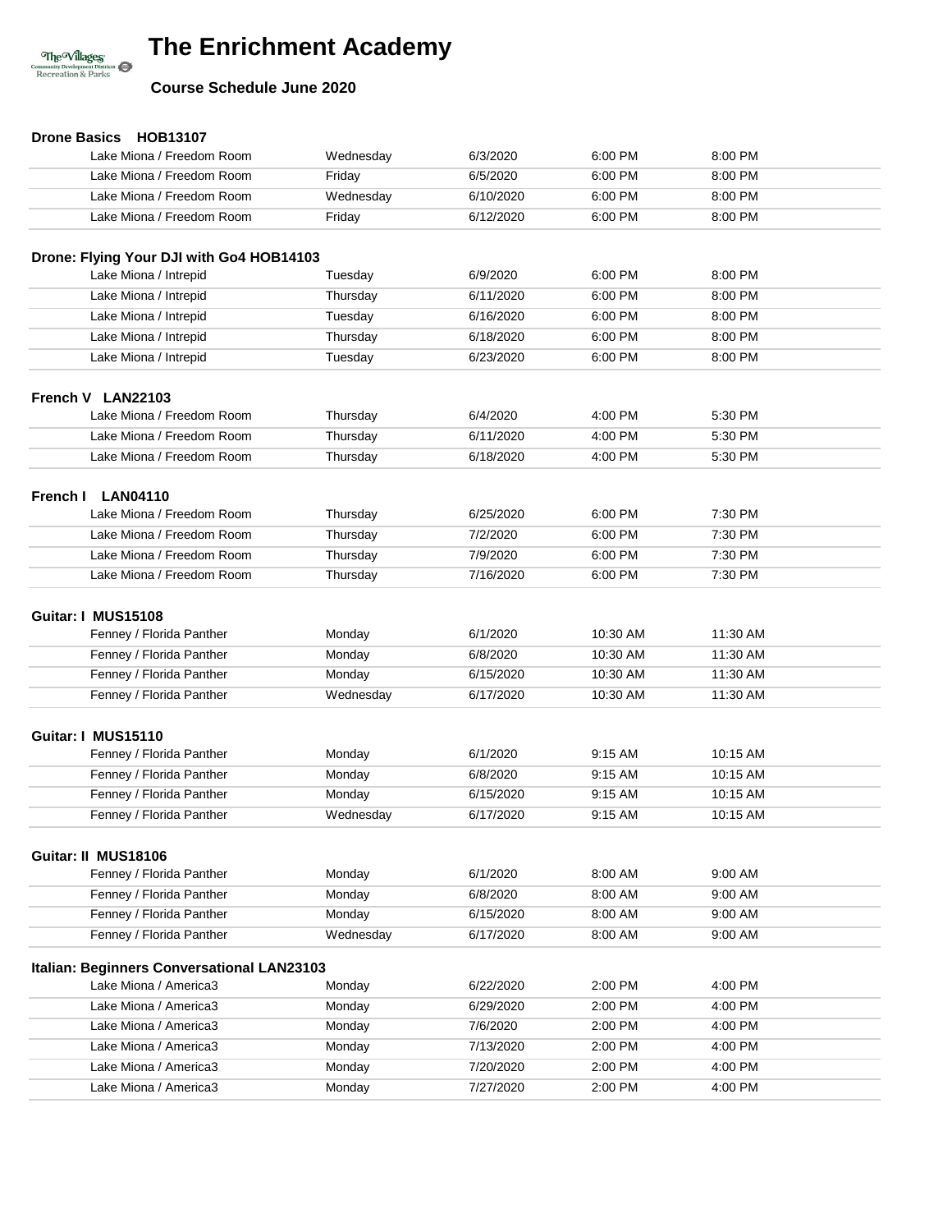# The Enrichment Academy

**Course Schedule June 2020**

**Drone Basics HOB13107**

| | | | | |
|---|---|---|---|---|
| Lake Miona / Freedom Room | Wednesday | 6/3/2020 | 6:00 PM | 8:00 PM |
| Lake Miona / Freedom Room | Friday | 6/5/2020 | 6:00 PM | 8:00 PM |
| Lake Miona / Freedom Room | Wednesday | 6/10/2020 | 6:00 PM | 8:00 PM |
| Lake Miona / Freedom Room | Friday | 6/12/2020 | 6:00 PM | 8:00 PM |

**Drone: Flying Your DJI with Go4 HOB14103**

| | | | | |
|---|---|---|---|---|
| Lake Miona / Intrepid | Tuesday | 6/9/2020 | 6:00 PM | 8:00 PM |
| Lake Miona / Intrepid | Thursday | 6/11/2020 | 6:00 PM | 8:00 PM |
| Lake Miona / Intrepid | Tuesday | 6/16/2020 | 6:00 PM | 8:00 PM |
| Lake Miona / Intrepid | Thursday | 6/18/2020 | 6:00 PM | 8:00 PM |
| Lake Miona / Intrepid | Tuesday | 6/23/2020 | 6:00 PM | 8:00 PM |

**French V LAN22103**

| | | | | |
|---|---|---|---|---|
| Lake Miona / Freedom Room | Thursday | 6/4/2020 | 4:00 PM | 5:30 PM |
| Lake Miona / Freedom Room | Thursday | 6/11/2020 | 4:00 PM | 5:30 PM |
| Lake Miona / Freedom Room | Thursday | 6/18/2020 | 4:00 PM | 5:30 PM |

**French I LAN04110**

| | | | | |
|---|---|---|---|---|
| Lake Miona / Freedom Room | Thursday | 6/25/2020 | 6:00 PM | 7:30 PM |
| Lake Miona / Freedom Room | Thursday | 7/2/2020 | 6:00 PM | 7:30 PM |
| Lake Miona / Freedom Room | Thursday | 7/9/2020 | 6:00 PM | 7:30 PM |
| Lake Miona / Freedom Room | Thursday | 7/16/2020 | 6:00 PM | 7:30 PM |

**Guitar: I MUS15108**

| | | | | |
|---|---|---|---|---|
| Fenney / Florida Panther | Monday | 6/1/2020 | 10:30 AM | 11:30 AM |
| Fenney / Florida Panther | Monday | 6/8/2020 | 10:30 AM | 11:30 AM |
| Fenney / Florida Panther | Monday | 6/15/2020 | 10:30 AM | 11:30 AM |
| Fenney / Florida Panther | Wednesday | 6/17/2020 | 10:30 AM | 11:30 AM |

**Guitar: I MUS15110**

| | | | | |
|---|---|---|---|---|
| Fenney / Florida Panther | Monday | 6/1/2020 | 9:15 AM | 10:15 AM |
| Fenney / Florida Panther | Monday | 6/8/2020 | 9:15 AM | 10:15 AM |
| Fenney / Florida Panther | Monday | 6/15/2020 | 9:15 AM | 10:15 AM |
| Fenney / Florida Panther | Wednesday | 6/17/2020 | 9:15 AM | 10:15 AM |

**Guitar: II MUS18106**

| | | | | |
|---|---|---|---|---|
| Fenney / Florida Panther | Monday | 6/1/2020 | 8:00 AM | 9:00 AM |
| Fenney / Florida Panther | Monday | 6/8/2020 | 8:00 AM | 9:00 AM |
| Fenney / Florida Panther | Monday | 6/15/2020 | 8:00 AM | 9:00 AM |
| Fenney / Florida Panther | Wednesday | 6/17/2020 | 8:00 AM | 9:00 AM |

**Italian: Beginners Conversational LAN23103**

| | | | | |
|---|---|---|---|---|
| Lake Miona / America3 | Monday | 6/22/2020 | 2:00 PM | 4:00 PM |
| Lake Miona / America3 | Monday | 6/29/2020 | 2:00 PM | 4:00 PM |
| Lake Miona / America3 | Monday | 7/6/2020 | 2:00 PM | 4:00 PM |
| Lake Miona / America3 | Monday | 7/13/2020 | 2:00 PM | 4:00 PM |
| Lake Miona / America3 | Monday | 7/20/2020 | 2:00 PM | 4:00 PM |
| Lake Miona / America3 | Monday | 7/27/2020 | 2:00 PM | 4:00 PM |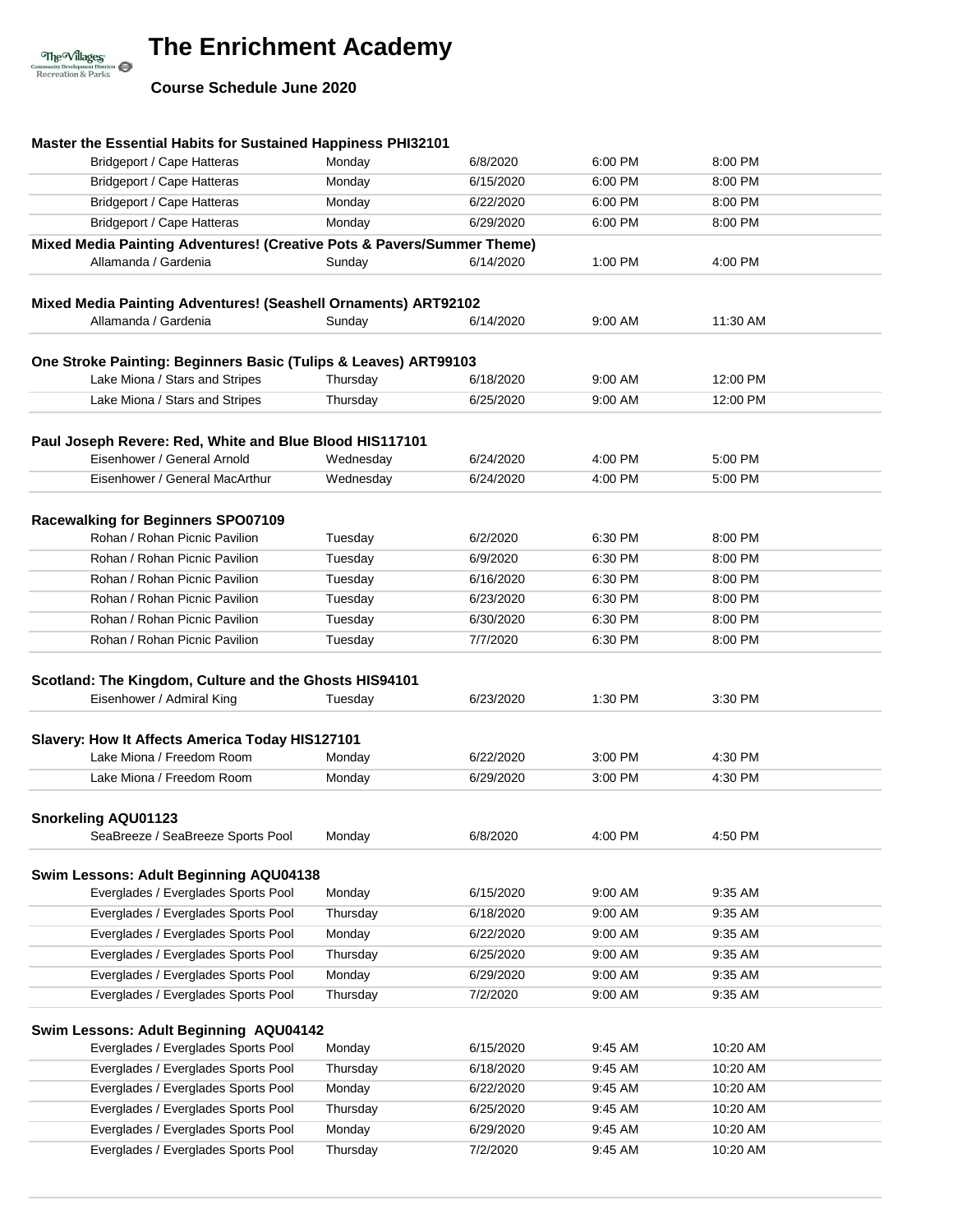# The Enrichment Academy

**Course Schedule June 2020**

**Master the Essential Habits for Sustained Happiness PHI32101**

| | | | | |
|---|---|---|---|---|
| Bridgeport / Cape Hatteras | Monday | 6/8/2020 | 6:00 PM | 8:00 PM |
| Bridgeport / Cape Hatteras | Monday | 6/15/2020 | 6:00 PM | 8:00 PM |
| Bridgeport / Cape Hatteras | Monday | 6/22/2020 | 6:00 PM | 8:00 PM |
| Bridgeport / Cape Hatteras | Monday | 6/29/2020 | 6:00 PM | 8:00 PM |

**Mixed Media Painting Adventures! (Creative Pots & Pavers/Summer Theme)**

| | | | | |
|---|---|---|---|---|
| Allamanda / Gardenia | Sunday | 6/14/2020 | 1:00 PM | 4:00 PM |

**Mixed Media Painting Adventures! (Seashell Ornaments) ART92102**

| | | | | |
|---|---|---|---|---|
| Allamanda / Gardenia | Sunday | 6/14/2020 | 9:00 AM | 11:30 AM |

**One Stroke Painting: Beginners Basic (Tulips & Leaves) ART99103**

| | | | | |
|---|---|---|---|---|
| Lake Miona / Stars and Stripes | Thursday | 6/18/2020 | 9:00 AM | 12:00 PM |
| Lake Miona / Stars and Stripes | Thursday | 6/25/2020 | 9:00 AM | 12:00 PM |

**Paul Joseph Revere: Red, White and Blue Blood HIS117101**

| | | | | |
|---|---|---|---|---|
| Eisenhower / General Arnold | Wednesday | 6/24/2020 | 4:00 PM | 5:00 PM |
| Eisenhower / General MacArthur | Wednesday | 6/24/2020 | 4:00 PM | 5:00 PM |

**Racewalking for Beginners SPO07109**

| | | | | |
|---|---|---|---|---|
| Rohan / Rohan Picnic Pavilion | Tuesday | 6/2/2020 | 6:30 PM | 8:00 PM |
| Rohan / Rohan Picnic Pavilion | Tuesday | 6/9/2020 | 6:30 PM | 8:00 PM |
| Rohan / Rohan Picnic Pavilion | Tuesday | 6/16/2020 | 6:30 PM | 8:00 PM |
| Rohan / Rohan Picnic Pavilion | Tuesday | 6/23/2020 | 6:30 PM | 8:00 PM |
| Rohan / Rohan Picnic Pavilion | Tuesday | 6/30/2020 | 6:30 PM | 8:00 PM |
| Rohan / Rohan Picnic Pavilion | Tuesday | 7/7/2020 | 6:30 PM | 8:00 PM |

**Scotland: The Kingdom, Culture and the Ghosts HIS94101**

| | | | | |
|---|---|---|---|---|
| Eisenhower / Admiral King | Tuesday | 6/23/2020 | 1:30 PM | 3:30 PM |

**Slavery: How It Affects America Today HIS127101**

| | | | | |
|---|---|---|---|---|
| Lake Miona / Freedom Room | Monday | 6/22/2020 | 3:00 PM | 4:30 PM |
| Lake Miona / Freedom Room | Monday | 6/29/2020 | 3:00 PM | 4:30 PM |

**Snorkeling AQU01123**

| | | | | |
|---|---|---|---|---|
| SeaBreeze / SeaBreeze Sports Pool | Monday | 6/8/2020 | 4:00 PM | 4:50 PM |

**Swim Lessons: Adult Beginning AQU04138**

| | | | | |
|---|---|---|---|---|
| Everglades / Everglades Sports Pool | Monday | 6/15/2020 | 9:00 AM | 9:35 AM |
| Everglades / Everglades Sports Pool | Thursday | 6/18/2020 | 9:00 AM | 9:35 AM |
| Everglades / Everglades Sports Pool | Monday | 6/22/2020 | 9:00 AM | 9:35 AM |
| Everglades / Everglades Sports Pool | Thursday | 6/25/2020 | 9:00 AM | 9:35 AM |
| Everglades / Everglades Sports Pool | Monday | 6/29/2020 | 9:00 AM | 9:35 AM |
| Everglades / Everglades Sports Pool | Thursday | 7/2/2020 | 9:00 AM | 9:35 AM |

**Swim Lessons: Adult Beginning AQU04142**

| | | | | |
|---|---|---|---|---|
| Everglades / Everglades Sports Pool | Monday | 6/15/2020 | 9:45 AM | 10:20 AM |
| Everglades / Everglades Sports Pool | Thursday | 6/18/2020 | 9:45 AM | 10:20 AM |
| Everglades / Everglades Sports Pool | Monday | 6/22/2020 | 9:45 AM | 10:20 AM |
| Everglades / Everglades Sports Pool | Thursday | 6/25/2020 | 9:45 AM | 10:20 AM |
| Everglades / Everglades Sports Pool | Monday | 6/29/2020 | 9:45 AM | 10:20 AM |
| Everglades / Everglades Sports Pool | Thursday | 7/2/2020 | 9:45 AM | 10:20 AM |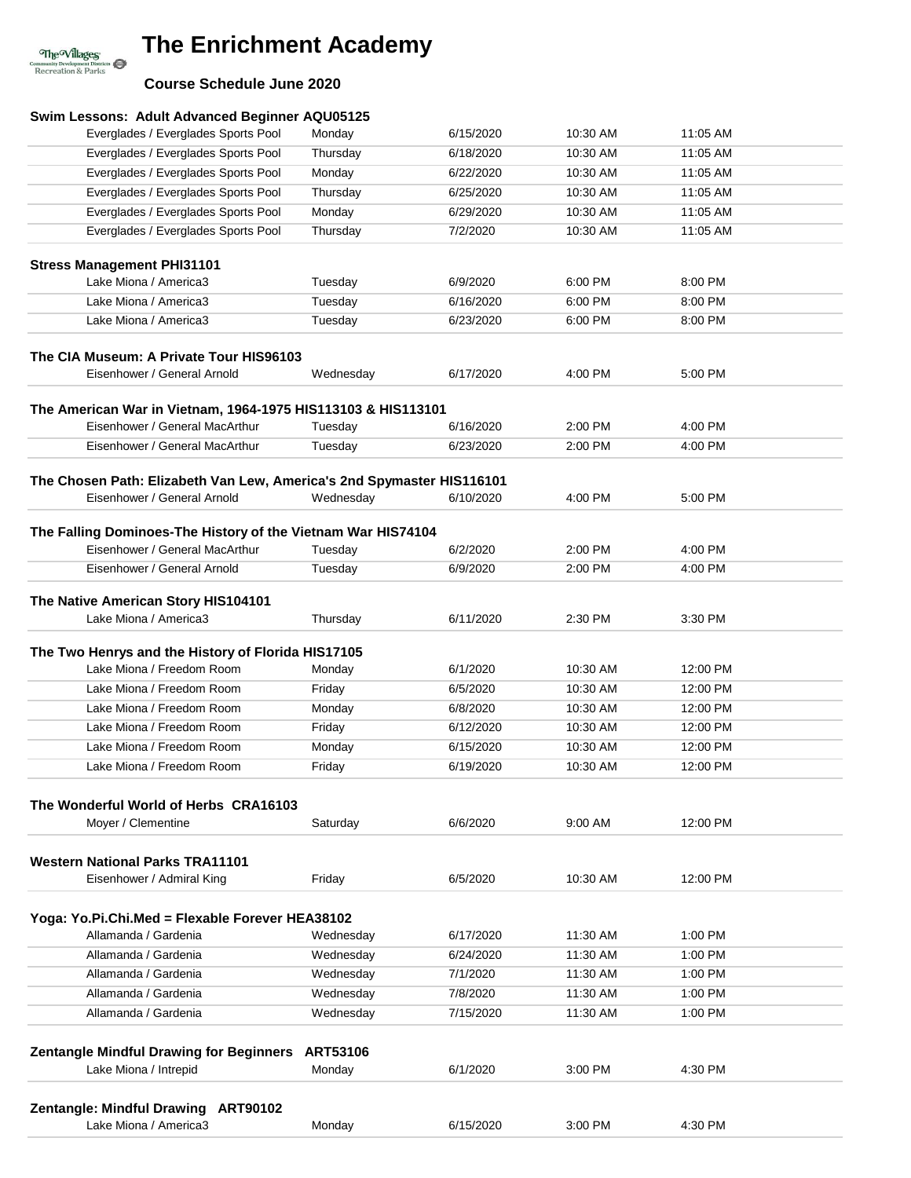# The Enrichment Academy

**Course Schedule June 2020**

### Swim Lessons: Adult Advanced Beginner AQU05125

| | | | | |
|---|---|---|---|---|
| Everglades / Everglades Sports Pool | Monday | 6/15/2020 | 10:30 AM | 11:05 AM |
| Everglades / Everglades Sports Pool | Thursday | 6/18/2020 | 10:30 AM | 11:05 AM |
| Everglades / Everglades Sports Pool | Monday | 6/22/2020 | 10:30 AM | 11:05 AM |
| Everglades / Everglades Sports Pool | Thursday | 6/25/2020 | 10:30 AM | 11:05 AM |
| Everglades / Everglades Sports Pool | Monday | 6/29/2020 | 10:30 AM | 11:05 AM |
| Everglades / Everglades Sports Pool | Thursday | 7/2/2020 | 10:30 AM | 11:05 AM |

### Stress Management PHI31101

| | | | | |
|---|---|---|---|---|
| Lake Miona / America3 | Tuesday | 6/9/2020 | 6:00 PM | 8:00 PM |
| Lake Miona / America3 | Tuesday | 6/16/2020 | 6:00 PM | 8:00 PM |
| Lake Miona / America3 | Tuesday | 6/23/2020 | 6:00 PM | 8:00 PM |

### The CIA Museum: A Private Tour HIS96103

| | | | | |
|---|---|---|---|---|
| Eisenhower / General Arnold | Wednesday | 6/17/2020 | 4:00 PM | 5:00 PM |

### The American War in Vietnam, 1964-1975 HIS113103 & HIS113101

| | | | | |
|---|---|---|---|---|
| Eisenhower / General MacArthur | Tuesday | 6/16/2020 | 2:00 PM | 4:00 PM |
| Eisenhower / General MacArthur | Tuesday | 6/23/2020 | 2:00 PM | 4:00 PM |

### The Chosen Path: Elizabeth Van Lew, America's 2nd Spymaster HIS116101

| | | | | |
|---|---|---|---|---|
| Eisenhower / General Arnold | Wednesday | 6/10/2020 | 4:00 PM | 5:00 PM |

### The Falling Dominoes-The History of the Vietnam War HIS74104

| | | | | |
|---|---|---|---|---|
| Eisenhower / General MacArthur | Tuesday | 6/2/2020 | 2:00 PM | 4:00 PM |
| Eisenhower / General Arnold | Tuesday | 6/9/2020 | 2:00 PM | 4:00 PM |

### The Native American Story HIS104101

| | | | | |
|---|---|---|---|---|
| Lake Miona / America3 | Thursday | 6/11/2020 | 2:30 PM | 3:30 PM |

### The Two Henrys and the History of Florida HIS17105

| | | | | |
|---|---|---|---|---|
| Lake Miona / Freedom Room | Monday | 6/1/2020 | 10:30 AM | 12:00 PM |
| Lake Miona / Freedom Room | Friday | 6/5/2020 | 10:30 AM | 12:00 PM |
| Lake Miona / Freedom Room | Monday | 6/8/2020 | 10:30 AM | 12:00 PM |
| Lake Miona / Freedom Room | Friday | 6/12/2020 | 10:30 AM | 12:00 PM |
| Lake Miona / Freedom Room | Monday | 6/15/2020 | 10:30 AM | 12:00 PM |
| Lake Miona / Freedom Room | Friday | 6/19/2020 | 10:30 AM | 12:00 PM |

### The Wonderful World of Herbs CRA16103

| | | | | |
|---|---|---|---|---|
| Moyer / Clementine | Saturday | 6/6/2020 | 9:00 AM | 12:00 PM |

### Western National Parks TRA11101

| | | | | |
|---|---|---|---|---|
| Eisenhower / Admiral King | Friday | 6/5/2020 | 10:30 AM | 12:00 PM |

### Yoga: Yo.Pi.Chi.Med = Flexable Forever HEA38102

| | | | | |
|---|---|---|---|---|
| Allamanda / Gardenia | Wednesday | 6/17/2020 | 11:30 AM | 1:00 PM |
| Allamanda / Gardenia | Wednesday | 6/24/2020 | 11:30 AM | 1:00 PM |
| Allamanda / Gardenia | Wednesday | 7/1/2020 | 11:30 AM | 1:00 PM |
| Allamanda / Gardenia | Wednesday | 7/8/2020 | 11:30 AM | 1:00 PM |
| Allamanda / Gardenia | Wednesday | 7/15/2020 | 11:30 AM | 1:00 PM |

### Zentangle Mindful Drawing for Beginners ART53106

| | | | | |
|---|---|---|---|---|
| Lake Miona / Intrepid | Monday | 6/1/2020 | 3:00 PM | 4:30 PM |

### Zentangle: Mindful Drawing ART90102

| | | | | |
|---|---|---|---|---|
| Lake Miona / America3 | Monday | 6/15/2020 | 3:00 PM | 4:30 PM |